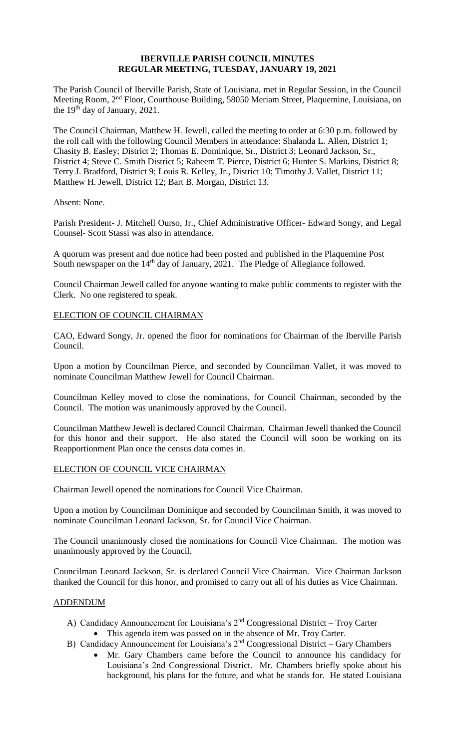# IBERVILLE PARISH COUNCIL MINUTES
## REGULAR MEETING, TUESDAY, JANUARY 19, 2021

The Parish Council of Iberville Parish, State of Louisiana, met in Regular Session, in the Council Meeting Room, 2nd Floor, Courthouse Building, 58050 Meriam Street, Plaquemine, Louisiana, on the 19th day of January, 2021.

The Council Chairman, Matthew H. Jewell, called the meeting to order at 6:30 p.m. followed by the roll call with the following Council Members in attendance: Shalanda L. Allen, District 1; Chasity B. Easley; District 2; Thomas E. Dominique, Sr., District 3; Leonard Jackson, Sr., District 4; Steve C. Smith District 5; Raheem T. Pierce, District 6; Hunter S. Markins, District 8; Terry J. Bradford, District 9; Louis R. Kelley, Jr., District 10; Timothy J. Vallet, District 11; Matthew H. Jewell, District 12; Bart B. Morgan, District 13.

Absent: None.

Parish President- J. Mitchell Ourso, Jr., Chief Administrative Officer- Edward Songy, and Legal Counsel- Scott Stassi was also in attendance.

A quorum was present and due notice had been posted and published in the Plaquemine Post South newspaper on the 14th day of January, 2021. The Pledge of Allegiance followed.

Council Chairman Jewell called for anyone wanting to make public comments to register with the Clerk. No one registered to speak.

### ELECTION OF COUNCIL CHAIRMAN

CAO, Edward Songy, Jr. opened the floor for nominations for Chairman of the Iberville Parish Council.

Upon a motion by Councilman Pierce, and seconded by Councilman Vallet, it was moved to nominate Councilman Matthew Jewell for Council Chairman.

Councilman Kelley moved to close the nominations, for Council Chairman, seconded by the Council. The motion was unanimously approved by the Council.

Councilman Matthew Jewell is declared Council Chairman. Chairman Jewell thanked the Council for this honor and their support. He also stated the Council will soon be working on its Reapportionment Plan once the census data comes in.

### ELECTION OF COUNCIL VICE CHAIRMAN

Chairman Jewell opened the nominations for Council Vice Chairman.

Upon a motion by Councilman Dominique and seconded by Councilman Smith, it was moved to nominate Councilman Leonard Jackson, Sr. for Council Vice Chairman.

The Council unanimously closed the nominations for Council Vice Chairman. The motion was unanimously approved by the Council.

Councilman Leonard Jackson, Sr. is declared Council Vice Chairman. Vice Chairman Jackson thanked the Council for this honor, and promised to carry out all of his duties as Vice Chairman.

### ADDENDUM

A) Candidacy Announcement for Louisiana's 2nd Congressional District – Troy Carter
   - This agenda item was passed on in the absence of Mr. Troy Carter.

B) Candidacy Announcement for Louisiana's 2nd Congressional District – Gary Chambers
   - Mr. Gary Chambers came before the Council to announce his candidacy for Louisiana's 2nd Congressional District. Mr. Chambers briefly spoke about his background, his plans for the future, and what he stands for. He stated Louisiana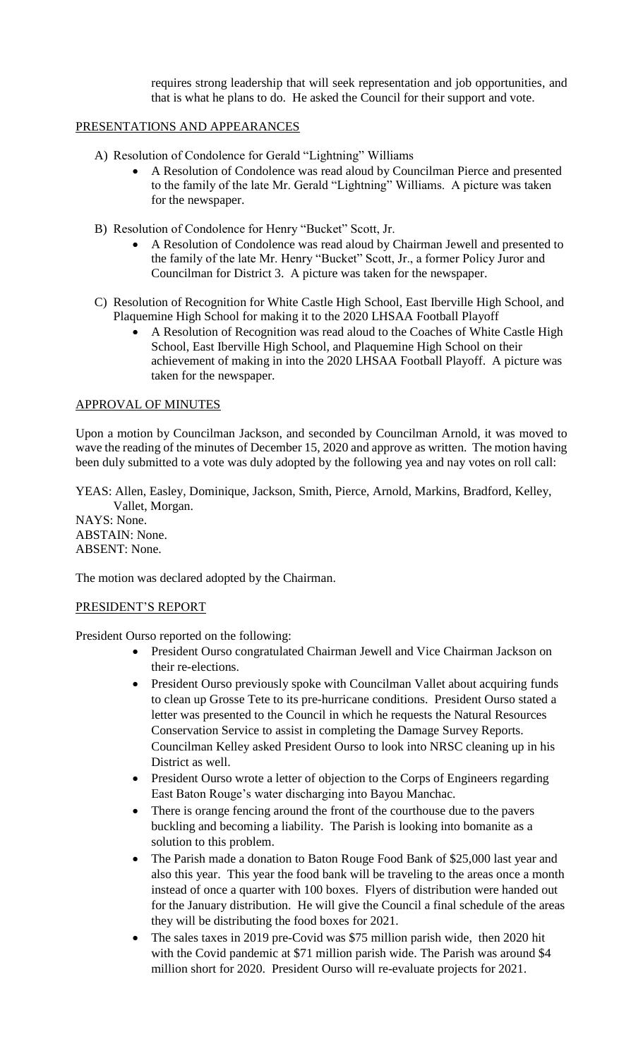requires strong leadership that will seek representation and job opportunities, and that is what he plans to do. He asked the Council for their support and vote.

## PRESENTATIONS AND APPEARANCES

A) Resolution of Condolence for Gerald "Lightning" Williams

- A Resolution of Condolence was read aloud by Councilman Pierce and presented to the family of the late Mr. Gerald "Lightning" Williams. A picture was taken for the newspaper.

B) Resolution of Condolence for Henry "Bucket" Scott, Jr.

- A Resolution of Condolence was read aloud by Chairman Jewell and presented to the family of the late Mr. Henry "Bucket" Scott, Jr., a former Policy Juror and Councilman for District 3. A picture was taken for the newspaper.

C) Resolution of Recognition for White Castle High School, East Iberville High School, and Plaquemine High School for making it to the 2020 LHSAA Football Playoff

- A Resolution of Recognition was read aloud to the Coaches of White Castle High School, East Iberville High School, and Plaquemine High School on their achievement of making in into the 2020 LHSAA Football Playoff. A picture was taken for the newspaper.

## APPROVAL OF MINUTES

Upon a motion by Councilman Jackson, and seconded by Councilman Arnold, it was moved to wave the reading of the minutes of December 15, 2020 and approve as written. The motion having been duly submitted to a vote was duly adopted by the following yea and nay votes on roll call:

YEAS: Allen, Easley, Dominique, Jackson, Smith, Pierce, Arnold, Markins, Bradford, Kelley, Vallet, Morgan.
NAYS: None.
ABSTAIN: None.
ABSENT: None.

The motion was declared adopted by the Chairman.

## PRESIDENT'S REPORT

President Ourso reported on the following:

- President Ourso congratulated Chairman Jewell and Vice Chairman Jackson on their re-elections.
- President Ourso previously spoke with Councilman Vallet about acquiring funds to clean up Grosse Tete to its pre-hurricane conditions. President Ourso stated a letter was presented to the Council in which he requests the Natural Resources Conservation Service to assist in completing the Damage Survey Reports. Councilman Kelley asked President Ourso to look into NRSC cleaning up in his District as well.
- President Ourso wrote a letter of objection to the Corps of Engineers regarding East Baton Rouge's water discharging into Bayou Manchac.
- There is orange fencing around the front of the courthouse due to the pavers buckling and becoming a liability. The Parish is looking into bomanite as a solution to this problem.
- The Parish made a donation to Baton Rouge Food Bank of $25,000 last year and also this year. This year the food bank will be traveling to the areas once a month instead of once a quarter with 100 boxes. Flyers of distribution were handed out for the January distribution. He will give the Council a final schedule of the areas they will be distributing the food boxes for 2021.
- The sales taxes in 2019 pre-Covid was $75 million parish wide, then 2020 hit with the Covid pandemic at $71 million parish wide. The Parish was around $4 million short for 2020. President Ourso will re-evaluate projects for 2021.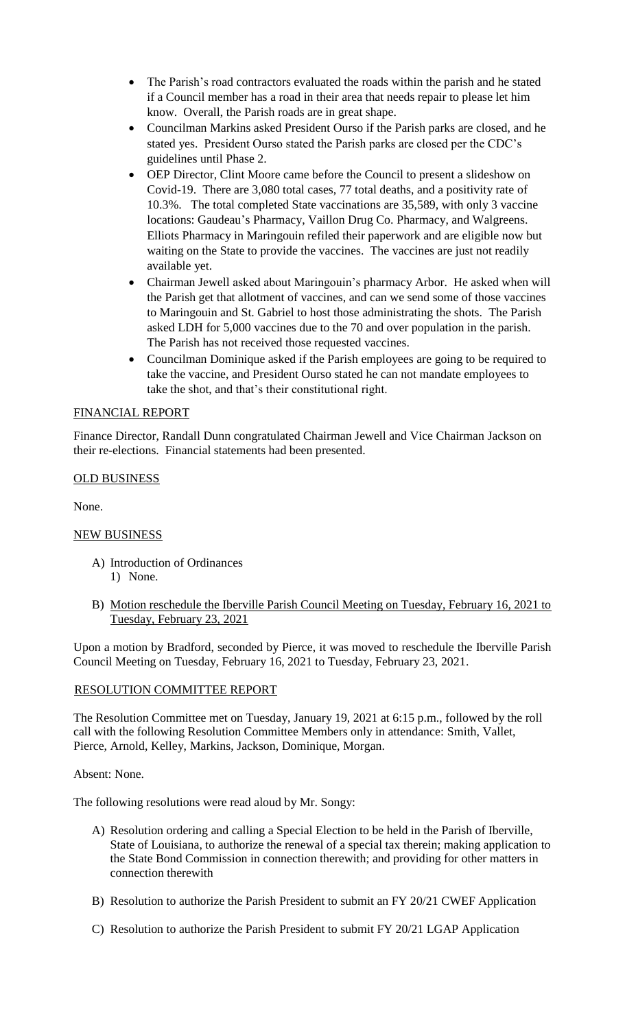- The Parish's road contractors evaluated the roads within the parish and he stated if a Council member has a road in their area that needs repair to please let him know. Overall, the Parish roads are in great shape.
- Councilman Markins asked President Ourso if the Parish parks are closed, and he stated yes. President Ourso stated the Parish parks are closed per the CDC's guidelines until Phase 2.
- OEP Director, Clint Moore came before the Council to present a slideshow on Covid-19. There are 3,080 total cases, 77 total deaths, and a positivity rate of 10.3%. The total completed State vaccinations are 35,589, with only 3 vaccine locations: Gaudeau's Pharmacy, Vaillon Drug Co. Pharmacy, and Walgreens. Elliots Pharmacy in Maringouin refiled their paperwork and are eligible now but waiting on the State to provide the vaccines. The vaccines are just not readily available yet.
- Chairman Jewell asked about Maringouin's pharmacy Arbor. He asked when will the Parish get that allotment of vaccines, and can we send some of those vaccines to Maringouin and St. Gabriel to host those administrating the shots. The Parish asked LDH for 5,000 vaccines due to the 70 and over population in the parish. The Parish has not received those requested vaccines.
- Councilman Dominique asked if the Parish employees are going to be required to take the vaccine, and President Ourso stated he can not mandate employees to take the shot, and that's their constitutional right.

FINANCIAL REPORT

Finance Director, Randall Dunn congratulated Chairman Jewell and Vice Chairman Jackson on their re-elections. Financial statements had been presented.

OLD BUSINESS

None.

NEW BUSINESS

A) Introduction of Ordinances
   1) None.

B) Motion reschedule the Iberville Parish Council Meeting on Tuesday, February 16, 2021 to Tuesday, February 23, 2021

Upon a motion by Bradford, seconded by Pierce, it was moved to reschedule the Iberville Parish Council Meeting on Tuesday, February 16, 2021 to Tuesday, February 23, 2021.

RESOLUTION COMMITTEE REPORT

The Resolution Committee met on Tuesday, January 19, 2021 at 6:15 p.m., followed by the roll call with the following Resolution Committee Members only in attendance: Smith, Vallet, Pierce, Arnold, Kelley, Markins, Jackson, Dominique, Morgan.

Absent: None.

The following resolutions were read aloud by Mr. Songy:

A) Resolution ordering and calling a Special Election to be held in the Parish of Iberville, State of Louisiana, to authorize the renewal of a special tax therein; making application to the State Bond Commission in connection therewith; and providing for other matters in connection therewith

B) Resolution to authorize the Parish President to submit an FY 20/21 CWEF Application

C) Resolution to authorize the Parish President to submit FY 20/21 LGAP Application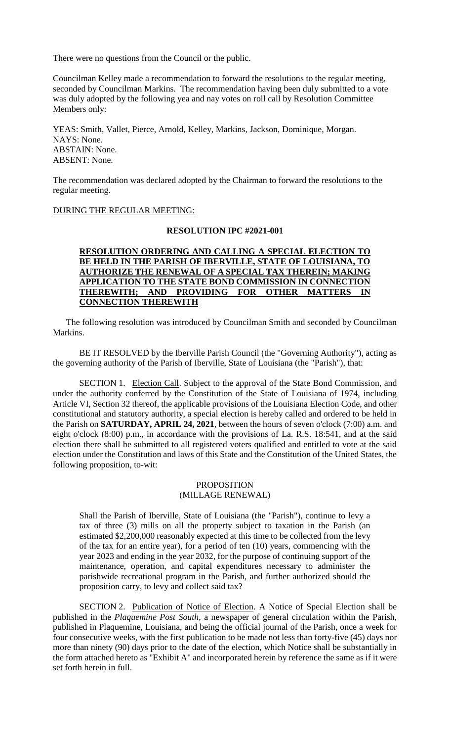There were no questions from the Council or the public.

Councilman Kelley made a recommendation to forward the resolutions to the regular meeting, seconded by Councilman Markins. The recommendation having been duly submitted to a vote was duly adopted by the following yea and nay votes on roll call by Resolution Committee Members only:

YEAS: Smith, Vallet, Pierce, Arnold, Kelley, Markins, Jackson, Dominique, Morgan.
NAYS: None.
ABSTAIN: None.
ABSENT: None.

The recommendation was declared adopted by the Chairman to forward the resolutions to the regular meeting.

DURING THE REGULAR MEETING:

**RESOLUTION IPC #2021-001**

**RESOLUTION ORDERING AND CALLING A SPECIAL ELECTION TO BE HELD IN THE PARISH OF IBERVILLE, STATE OF LOUISIANA, TO AUTHORIZE THE RENEWAL OF A SPECIAL TAX THEREIN; MAKING APPLICATION TO THE STATE BOND COMMISSION IN CONNECTION THEREWITH; AND PROVIDING FOR OTHER MATTERS IN CONNECTION THEREWITH**

The following resolution was introduced by Councilman Smith and seconded by Councilman Markins.

BE IT RESOLVED by the Iberville Parish Council (the "Governing Authority"), acting as the governing authority of the Parish of Iberville, State of Louisiana (the "Parish"), that:

SECTION 1. Election Call. Subject to the approval of the State Bond Commission, and under the authority conferred by the Constitution of the State of Louisiana of 1974, including Article VI, Section 32 thereof, the applicable provisions of the Louisiana Election Code, and other constitutional and statutory authority, a special election is hereby called and ordered to be held in the Parish on **SATURDAY, APRIL 24, 2021**, between the hours of seven o'clock (7:00) a.m. and eight o'clock (8:00) p.m., in accordance with the provisions of La. R.S. 18:541, and at the said election there shall be submitted to all registered voters qualified and entitled to vote at the said election under the Constitution and laws of this State and the Constitution of the United States, the following proposition, to-wit:

PROPOSITION
(MILLAGE RENEWAL)

> Shall the Parish of Iberville, State of Louisiana (the "Parish"), continue to levy a tax of three (3) mills on all the property subject to taxation in the Parish (an estimated $2,200,000 reasonably expected at this time to be collected from the levy of the tax for an entire year), for a period of ten (10) years, commencing with the year 2023 and ending in the year 2032, for the purpose of continuing support of the maintenance, operation, and capital expenditures necessary to administer the parishwide recreational program in the Parish, and further authorized should the proposition carry, to levy and collect said tax?

SECTION 2. Publication of Notice of Election. A Notice of Special Election shall be published in the *Plaquemine Post South*, a newspaper of general circulation within the Parish, published in Plaquemine, Louisiana, and being the official journal of the Parish, once a week for four consecutive weeks, with the first publication to be made not less than forty-five (45) days nor more than ninety (90) days prior to the date of the election, which Notice shall be substantially in the form attached hereto as "Exhibit A" and incorporated herein by reference the same as if it were set forth herein in full.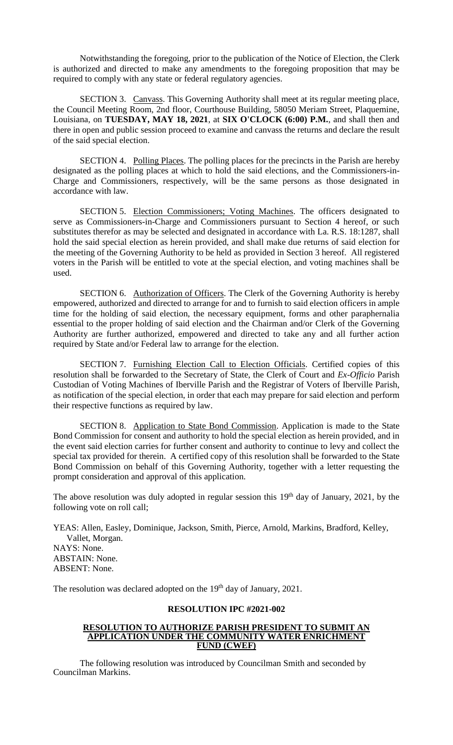Notwithstanding the foregoing, prior to the publication of the Notice of Election, the Clerk is authorized and directed to make any amendments to the foregoing proposition that may be required to comply with any state or federal regulatory agencies.

SECTION 3. Canvass. This Governing Authority shall meet at its regular meeting place, the Council Meeting Room, 2nd floor, Courthouse Building, 58050 Meriam Street, Plaquemine, Louisiana, on **TUESDAY, MAY 18, 2021**, at **SIX O'CLOCK (6:00) P.M.**, and shall then and there in open and public session proceed to examine and canvass the returns and declare the result of the said special election.

SECTION 4. Polling Places. The polling places for the precincts in the Parish are hereby designated as the polling places at which to hold the said elections, and the Commissioners-in-Charge and Commissioners, respectively, will be the same persons as those designated in accordance with law.

SECTION 5. Election Commissioners; Voting Machines. The officers designated to serve as Commissioners-in-Charge and Commissioners pursuant to Section 4 hereof, or such substitutes therefor as may be selected and designated in accordance with La. R.S. 18:1287, shall hold the said special election as herein provided, and shall make due returns of said election for the meeting of the Governing Authority to be held as provided in Section 3 hereof. All registered voters in the Parish will be entitled to vote at the special election, and voting machines shall be used.

SECTION 6. Authorization of Officers. The Clerk of the Governing Authority is hereby empowered, authorized and directed to arrange for and to furnish to said election officers in ample time for the holding of said election, the necessary equipment, forms and other paraphernalia essential to the proper holding of said election and the Chairman and/or Clerk of the Governing Authority are further authorized, empowered and directed to take any and all further action required by State and/or Federal law to arrange for the election.

SECTION 7. Furnishing Election Call to Election Officials. Certified copies of this resolution shall be forwarded to the Secretary of State, the Clerk of Court and *Ex-Officio* Parish Custodian of Voting Machines of Iberville Parish and the Registrar of Voters of Iberville Parish, as notification of the special election, in order that each may prepare for said election and perform their respective functions as required by law.

SECTION 8. Application to State Bond Commission. Application is made to the State Bond Commission for consent and authority to hold the special election as herein provided, and in the event said election carries for further consent and authority to continue to levy and collect the special tax provided for therein. A certified copy of this resolution shall be forwarded to the State Bond Commission on behalf of this Governing Authority, together with a letter requesting the prompt consideration and approval of this application.

The above resolution was duly adopted in regular session this 19th day of January, 2021, by the following vote on roll call;

YEAS: Allen, Easley, Dominique, Jackson, Smith, Pierce, Arnold, Markins, Bradford, Kelley, Vallet, Morgan.
NAYS: None.
ABSTAIN: None.
ABSENT: None.

The resolution was declared adopted on the 19th day of January, 2021.

**RESOLUTION IPC #2021-002**

**RESOLUTION TO AUTHORIZE PARISH PRESIDENT TO SUBMIT AN APPLICATION UNDER THE COMMUNITY WATER ENRICHMENT FUND (CWEF)**

The following resolution was introduced by Councilman Smith and seconded by Councilman Markins.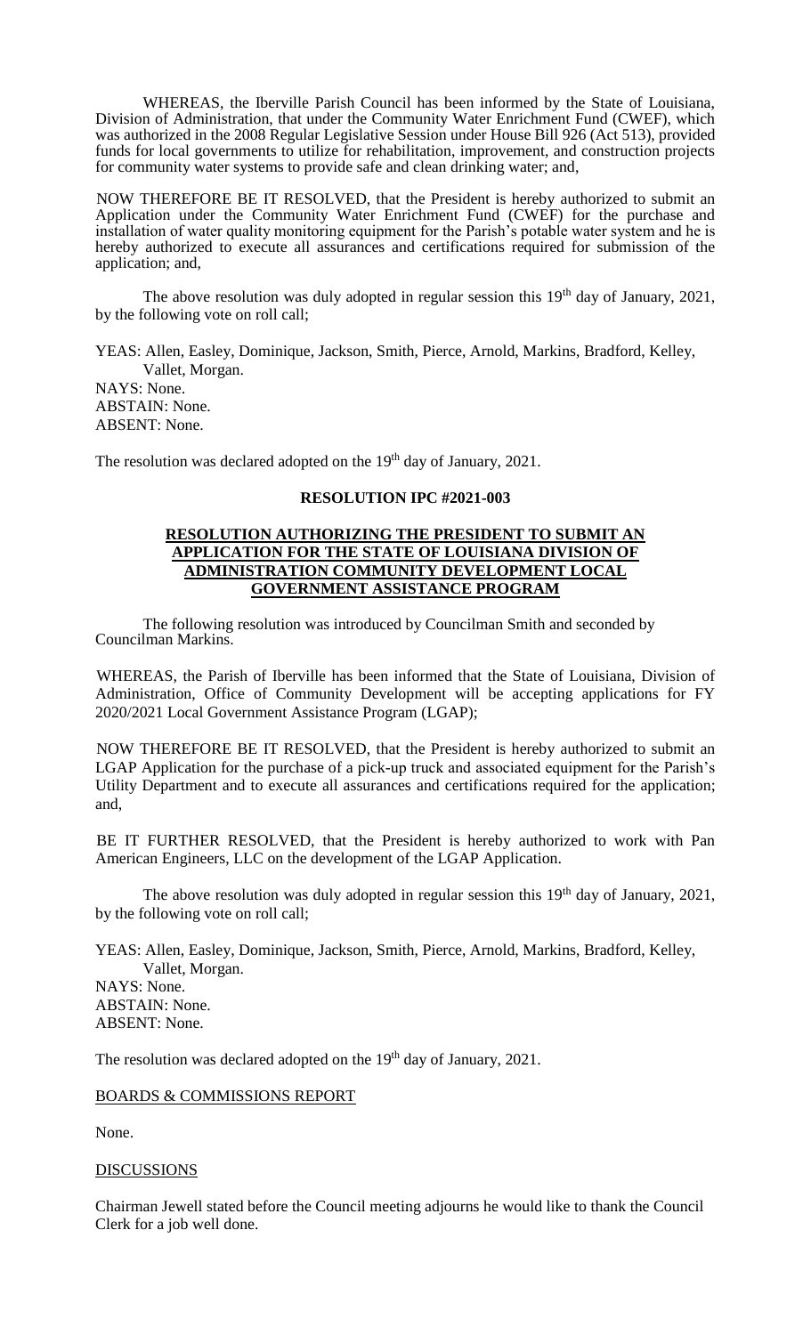WHEREAS, the Iberville Parish Council has been informed by the State of Louisiana, Division of Administration, that under the Community Water Enrichment Fund (CWEF), which was authorized in the 2008 Regular Legislative Session under House Bill 926 (Act 513), provided funds for local governments to utilize for rehabilitation, improvement, and construction projects for community water systems to provide safe and clean drinking water; and,

NOW THEREFORE BE IT RESOLVED, that the President is hereby authorized to submit an Application under the Community Water Enrichment Fund (CWEF) for the purchase and installation of water quality monitoring equipment for the Parish's potable water system and he is hereby authorized to execute all assurances and certifications required for submission of the application; and,

The above resolution was duly adopted in regular session this 19th day of January, 2021, by the following vote on roll call;

YEAS: Allen, Easley, Dominique, Jackson, Smith, Pierce, Arnold, Markins, Bradford, Kelley, Vallet, Morgan.
NAYS: None.
ABSTAIN: None.
ABSENT: None.

The resolution was declared adopted on the 19th day of January, 2021.

**RESOLUTION IPC #2021-003**

**RESOLUTION AUTHORIZING THE PRESIDENT TO SUBMIT AN APPLICATION FOR THE STATE OF LOUISIANA DIVISION OF ADMINISTRATION COMMUNITY DEVELOPMENT LOCAL GOVERNMENT ASSISTANCE PROGRAM**

The following resolution was introduced by Councilman Smith and seconded by Councilman Markins.

WHEREAS, the Parish of Iberville has been informed that the State of Louisiana, Division of Administration, Office of Community Development will be accepting applications for FY 2020/2021 Local Government Assistance Program (LGAP);

NOW THEREFORE BE IT RESOLVED, that the President is hereby authorized to submit an LGAP Application for the purchase of a pick-up truck and associated equipment for the Parish's Utility Department and to execute all assurances and certifications required for the application; and,

BE IT FURTHER RESOLVED, that the President is hereby authorized to work with Pan American Engineers, LLC on the development of the LGAP Application.

The above resolution was duly adopted in regular session this 19th day of January, 2021, by the following vote on roll call;

YEAS: Allen, Easley, Dominique, Jackson, Smith, Pierce, Arnold, Markins, Bradford, Kelley, Vallet, Morgan.
NAYS: None.
ABSTAIN: None.
ABSENT: None.

The resolution was declared adopted on the 19th day of January, 2021.

BOARDS & COMMISSIONS REPORT

None.

DISCUSSIONS

Chairman Jewell stated before the Council meeting adjourns he would like to thank the Council Clerk for a job well done.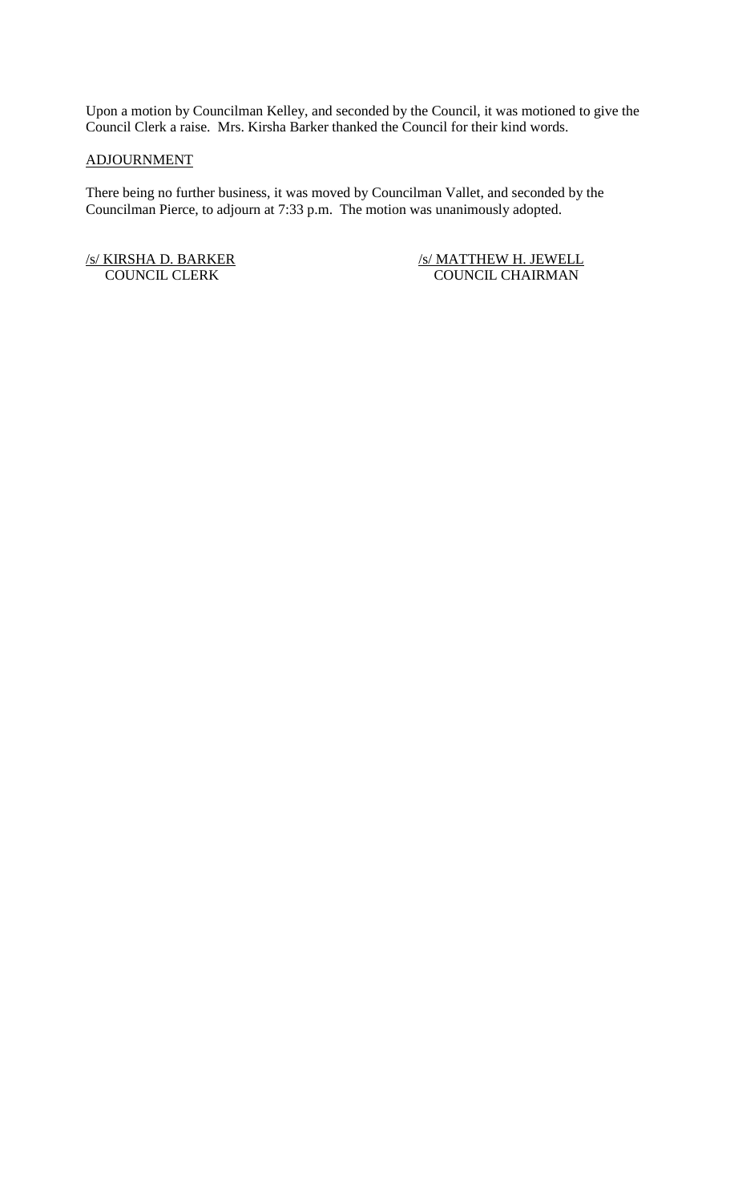Upon a motion by Councilman Kelley, and seconded by the Council, it was motioned to give the Council Clerk a raise. Mrs. Kirsha Barker thanked the Council for their kind words.

ADJOURNMENT

There being no further business, it was moved by Councilman Vallet, and seconded by the Councilman Pierce, to adjourn at 7:33 p.m. The motion was unanimously adopted.

| | |
|---|---|
| /s/ KIRSHA D. BARKER | /s/ MATTHEW H. JEWELL |
| COUNCIL CLERK | COUNCIL CHAIRMAN |